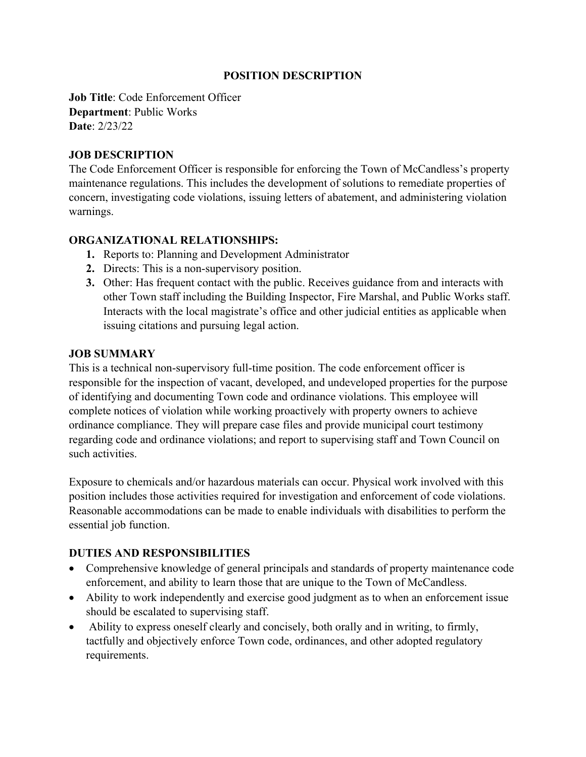# POSITION DESCRIPTION

**Job Title**: Code Enforcement Officer
**Department**: Public Works
**Date**: 2/23/22

## JOB DESCRIPTION

The Code Enforcement Officer is responsible for enforcing the Town of McCandless's property maintenance regulations. This includes the development of solutions to remediate properties of concern, investigating code violations, issuing letters of abatement, and administering violation warnings.

## ORGANIZATIONAL RELATIONSHIPS:

1. Reports to: Planning and Development Administrator
2. Directs: This is a non-supervisory position.
3. Other: Has frequent contact with the public. Receives guidance from and interacts with other Town staff including the Building Inspector, Fire Marshal, and Public Works staff. Interacts with the local magistrate's office and other judicial entities as applicable when issuing citations and pursuing legal action.

## JOB SUMMARY

This is a technical non-supervisory full-time position. The code enforcement officer is responsible for the inspection of vacant, developed, and undeveloped properties for the purpose of identifying and documenting Town code and ordinance violations. This employee will complete notices of violation while working proactively with property owners to achieve ordinance compliance. They will prepare case files and provide municipal court testimony regarding code and ordinance violations; and report to supervising staff and Town Council on such activities.

Exposure to chemicals and/or hazardous materials can occur. Physical work involved with this position includes those activities required for investigation and enforcement of code violations. Reasonable accommodations can be made to enable individuals with disabilities to perform the essential job function.

## DUTIES AND RESPONSIBILITIES

- Comprehensive knowledge of general principals and standards of property maintenance code enforcement, and ability to learn those that are unique to the Town of McCandless.
- Ability to work independently and exercise good judgment as to when an enforcement issue should be escalated to supervising staff.
- Ability to express oneself clearly and concisely, both orally and in writing, to firmly, tactfully and objectively enforce Town code, ordinances, and other adopted regulatory requirements.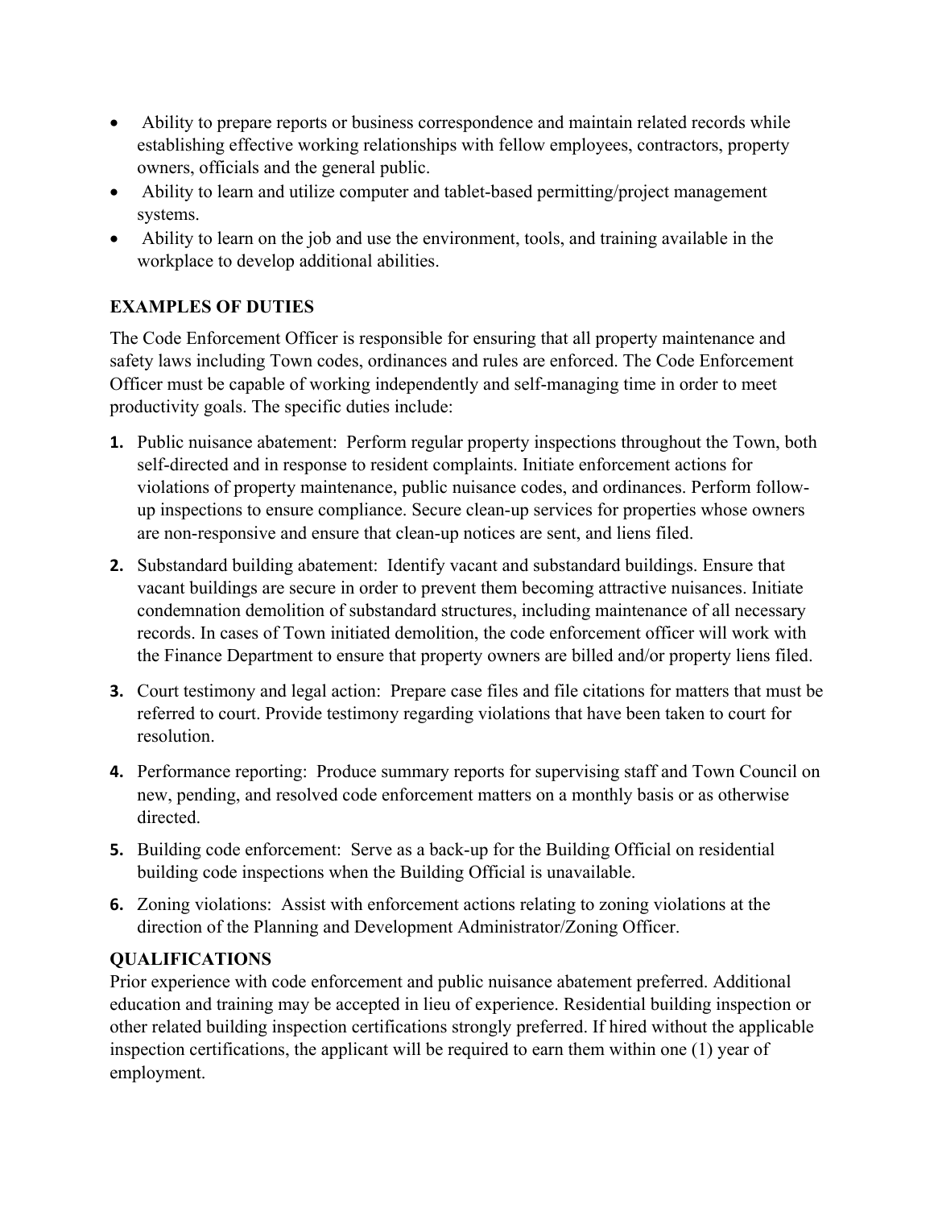- Ability to prepare reports or business correspondence and maintain related records while establishing effective working relationships with fellow employees, contractors, property owners, officials and the general public.
- Ability to learn and utilize computer and tablet-based permitting/project management systems.
- Ability to learn on the job and use the environment, tools, and training available in the workplace to develop additional abilities.

## EXAMPLES OF DUTIES

The Code Enforcement Officer is responsible for ensuring that all property maintenance and safety laws including Town codes, ordinances and rules are enforced. The Code Enforcement Officer must be capable of working independently and self-managing time in order to meet productivity goals. The specific duties include:

1. Public nuisance abatement: Perform regular property inspections throughout the Town, both self-directed and in response to resident complaints. Initiate enforcement actions for violations of property maintenance, public nuisance codes, and ordinances. Perform follow-up inspections to ensure compliance. Secure clean-up services for properties whose owners are non-responsive and ensure that clean-up notices are sent, and liens filed.
2. Substandard building abatement: Identify vacant and substandard buildings. Ensure that vacant buildings are secure in order to prevent them becoming attractive nuisances. Initiate condemnation demolition of substandard structures, including maintenance of all necessary records. In cases of Town initiated demolition, the code enforcement officer will work with the Finance Department to ensure that property owners are billed and/or property liens filed.
3. Court testimony and legal action: Prepare case files and file citations for matters that must be referred to court. Provide testimony regarding violations that have been taken to court for resolution.
4. Performance reporting: Produce summary reports for supervising staff and Town Council on new, pending, and resolved code enforcement matters on a monthly basis or as otherwise directed.
5. Building code enforcement: Serve as a back-up for the Building Official on residential building code inspections when the Building Official is unavailable.
6. Zoning violations: Assist with enforcement actions relating to zoning violations at the direction of the Planning and Development Administrator/Zoning Officer.

## QUALIFICATIONS

Prior experience with code enforcement and public nuisance abatement preferred. Additional education and training may be accepted in lieu of experience. Residential building inspection or other related building inspection certifications strongly preferred. If hired without the applicable inspection certifications, the applicant will be required to earn them within one (1) year of employment.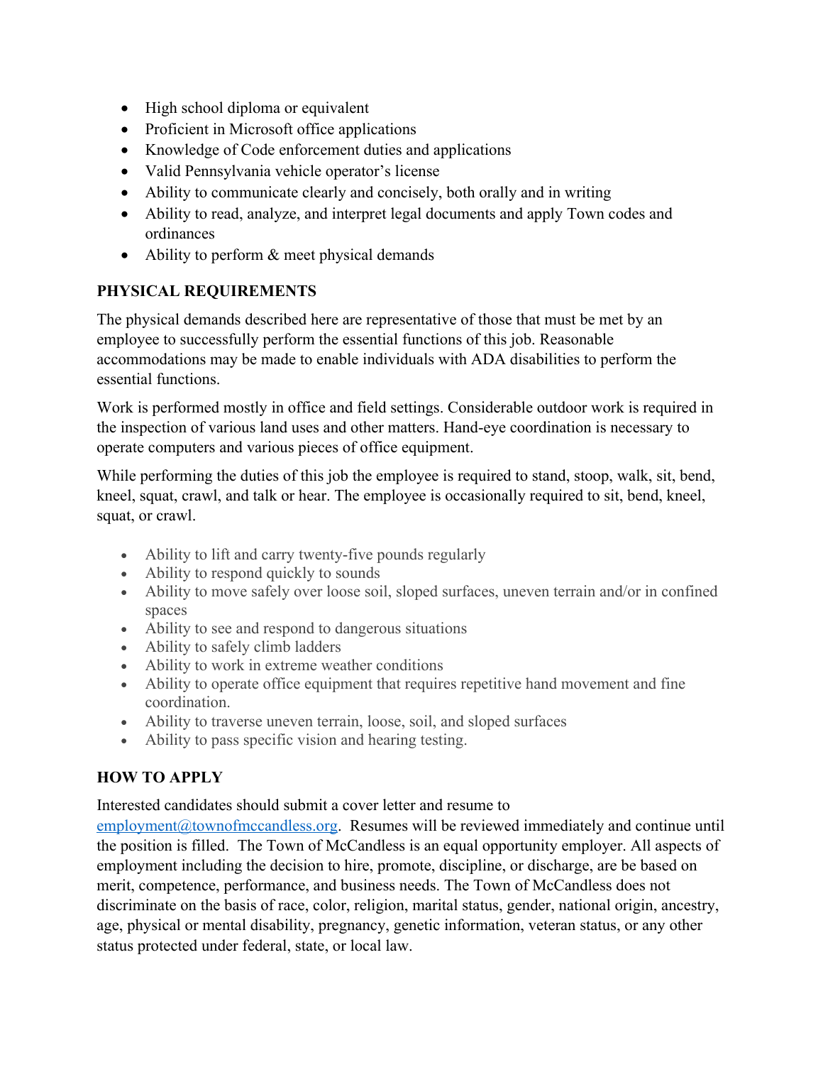- High school diploma or equivalent
- Proficient in Microsoft office applications
- Knowledge of Code enforcement duties and applications
- Valid Pennsylvania vehicle operator's license
- Ability to communicate clearly and concisely, both orally and in writing
- Ability to read, analyze, and interpret legal documents and apply Town codes and ordinances
- Ability to perform & meet physical demands

**PHYSICAL REQUIREMENTS**

The physical demands described here are representative of those that must be met by an employee to successfully perform the essential functions of this job. Reasonable accommodations may be made to enable individuals with ADA disabilities to perform the essential functions.

Work is performed mostly in office and field settings. Considerable outdoor work is required in the inspection of various land uses and other matters. Hand-eye coordination is necessary to operate computers and various pieces of office equipment.

While performing the duties of this job the employee is required to stand, stoop, walk, sit, bend, kneel, squat, crawl, and talk or hear. The employee is occasionally required to sit, bend, kneel, squat, or crawl.

- Ability to lift and carry twenty-five pounds regularly
- Ability to respond quickly to sounds
- Ability to move safely over loose soil, sloped surfaces, uneven terrain and/or in confined spaces
- Ability to see and respond to dangerous situations
- Ability to safely climb ladders
- Ability to work in extreme weather conditions
- Ability to operate office equipment that requires repetitive hand movement and fine coordination.
- Ability to traverse uneven terrain, loose, soil, and sloped surfaces
- Ability to pass specific vision and hearing testing.

**HOW TO APPLY**

Interested candidates should submit a cover letter and resume to employment@townofmccandless.org. Resumes will be reviewed immediately and continue until the position is filled. The Town of McCandless is an equal opportunity employer. All aspects of employment including the decision to hire, promote, discipline, or discharge, are be based on merit, competence, performance, and business needs. The Town of McCandless does not discriminate on the basis of race, color, religion, marital status, gender, national origin, ancestry, age, physical or mental disability, pregnancy, genetic information, veteran status, or any other status protected under federal, state, or local law.